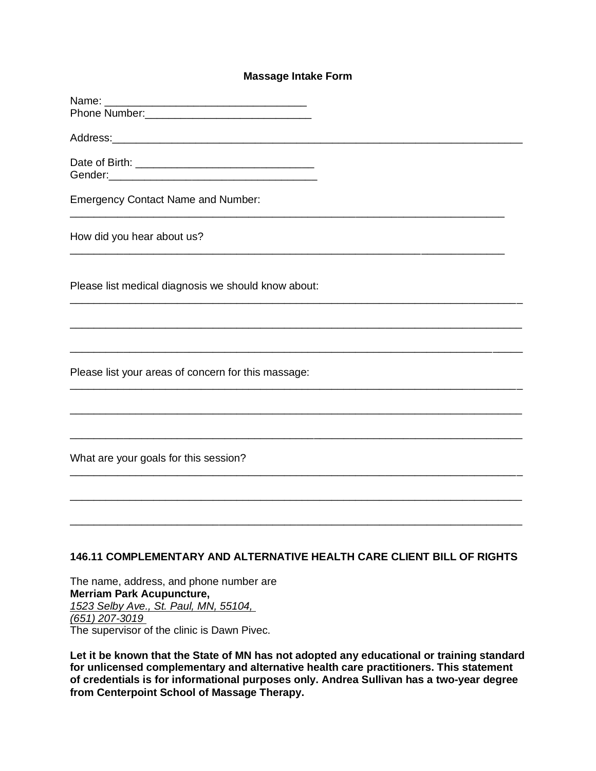# Massage Intake Form

Name: ________________________________
Phone Number:__________________________

Address:____________________________________________________________________

Date of Birth: ____________________________
Gender:__________________________________

Emergency Contact Name and Number:
____________________________________________________________________________

How did you hear about us?
____________________________________________________________________________

Please list medical diagnosis we should know about:
____________________________________________________________________________

____________________________________________________________________________

____________________________________________________________________________

Please list your areas of concern for this massage:
____________________________________________________________________________

____________________________________________________________________________

____________________________________________________________________________

What are your goals for this session?
____________________________________________________________________________

____________________________________________________________________________

____________________________________________________________________________

## 146.11 COMPLEMENTARY AND ALTERNATIVE HEALTH CARE CLIENT BILL OF RIGHTS

The name, address, and phone number are
**Merriam Park Acupuncture,**
*1523 Selby Ave., St. Paul, MN, 55104,*
*(651) 207-3019*
The supervisor of the clinic is Dawn Pivec.

**Let it be known that the State of MN has not adopted any educational or training standard for unlicensed complementary and alternative health care practitioners. This statement of credentials is for informational purposes only. Andrea Sullivan has a two-year degree from Centerpoint School of Massage Therapy.**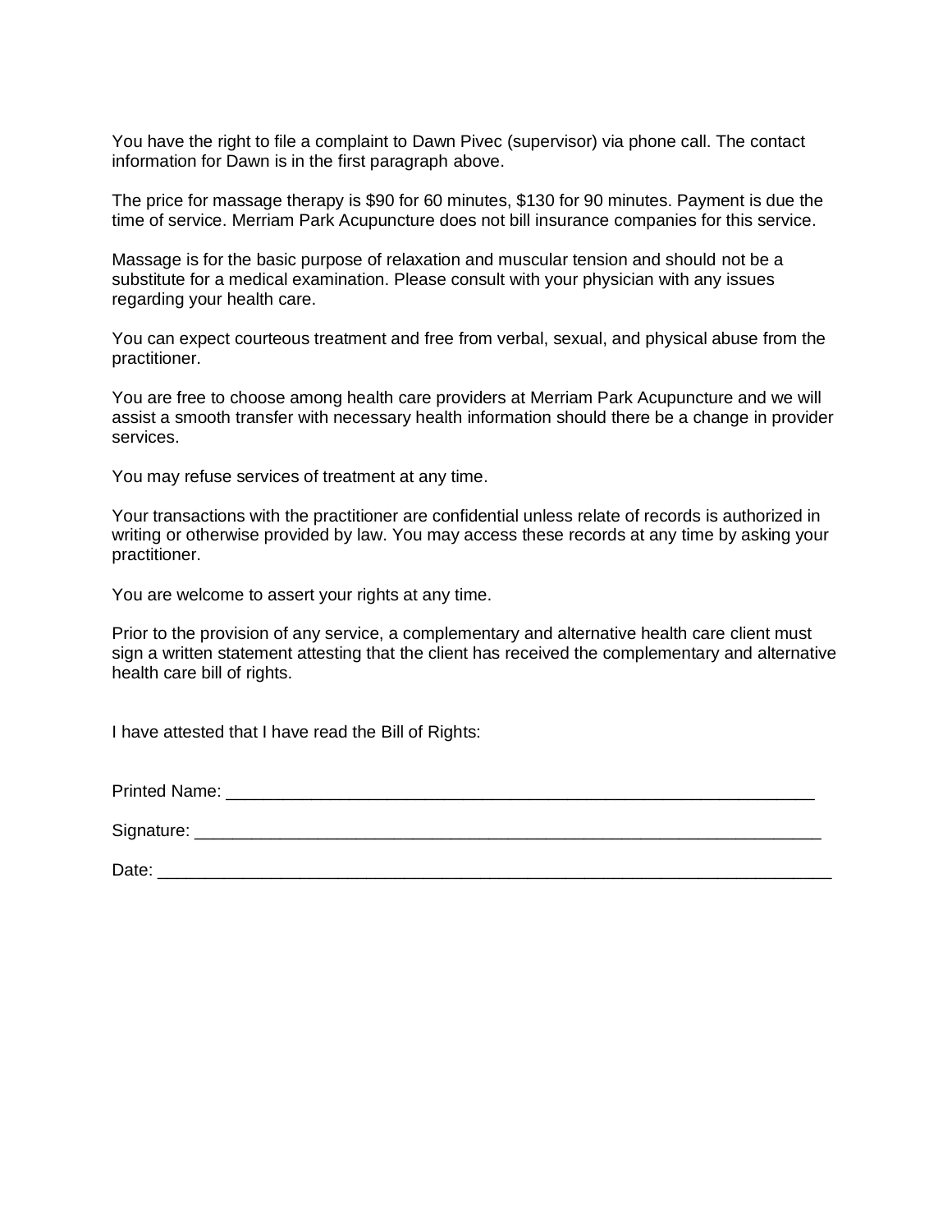You have the right to file a complaint to Dawn Pivec (supervisor) via phone call. The contact information for Dawn is in the first paragraph above.

The price for massage therapy is $90 for 60 minutes, $130 for 90 minutes. Payment is due the time of service. Merriam Park Acupuncture does not bill insurance companies for this service.

Massage is for the basic purpose of relaxation and muscular tension and should not be a substitute for a medical examination. Please consult with your physician with any issues regarding your health care.

You can expect courteous treatment and free from verbal, sexual, and physical abuse from the practitioner.

You are free to choose among health care providers at Merriam Park Acupuncture and we will assist a smooth transfer with necessary health information should there be a change in provider services.

You may refuse services of treatment at any time.

Your transactions with the practitioner are confidential unless relate of records is authorized in writing or otherwise provided by law. You may access these records at any time by asking your practitioner.

You are welcome to assert your rights at any time.

Prior to the provision of any service, a complementary and alternative health care client must sign a written statement attesting that the client has received the complementary and alternative health care bill of rights.

I have attested that I have read the Bill of Rights:

Printed Name: ________________________________________________________________

Signature: ____________________________________________________________________

Date: ________________________________________________________________________